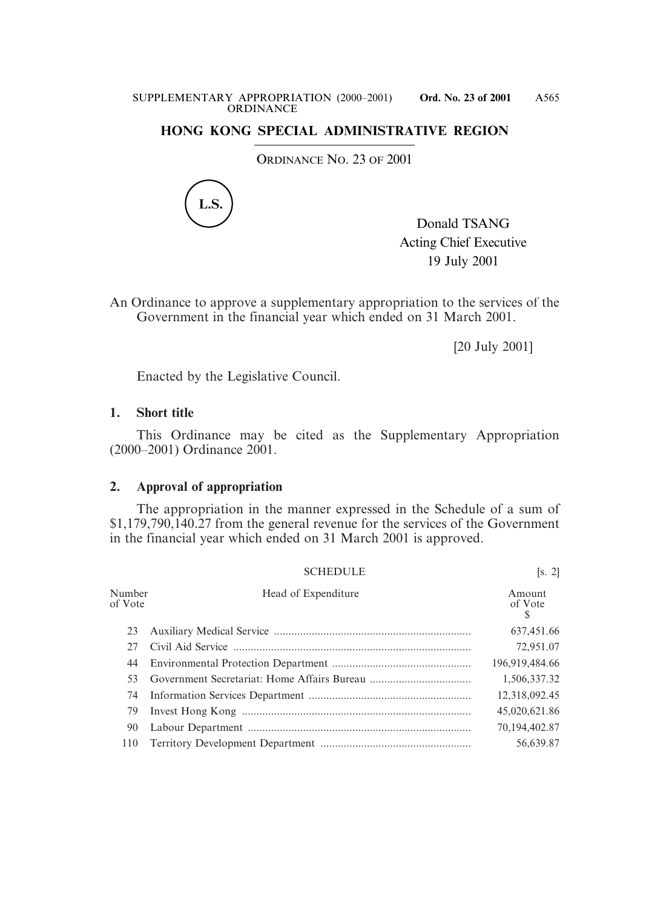# HONG KONG SPECIAL ADMINISTRATIVE REGION

ORDINANCE NO. 23 OF 2001

L.S.

Donald TSANG
Acting Chief Executive
19 July 2001

An Ordinance to approve a supplementary appropriation to the services of the Government in the financial year which ended on 31 March 2001.

[20 July 2001]

Enacted by the Legislative Council.

## 1. Short title

This Ordinance may be cited as the Supplementary Appropriation (2000–2001) Ordinance 2001.

## 2. Approval of appropriation

The appropriation in the manner expressed in the Schedule of a sum of $1,179,790,140.27 from the general revenue for the services of the Government in the financial year which ended on 31 March 2001 is approved.

SCHEDULE [s. 2]

| Number of Vote | Head of Expenditure | Amount of Vote $ |
|---|---|---|
| 23 | Auxiliary Medical Service | 637,451.66 |
| 27 | Civil Aid Service | 72,951.07 |
| 44 | Environmental Protection Department | 196,919,484.66 |
| 53 | Government Secretariat: Home Affairs Bureau | 1,506,337.32 |
| 74 | Information Services Department | 12,318,092.45 |
| 79 | Invest Hong Kong | 45,020,621.86 |
| 90 | Labour Department | 70,194,402.87 |
| 110 | Territory Development Department | 56,639.87 |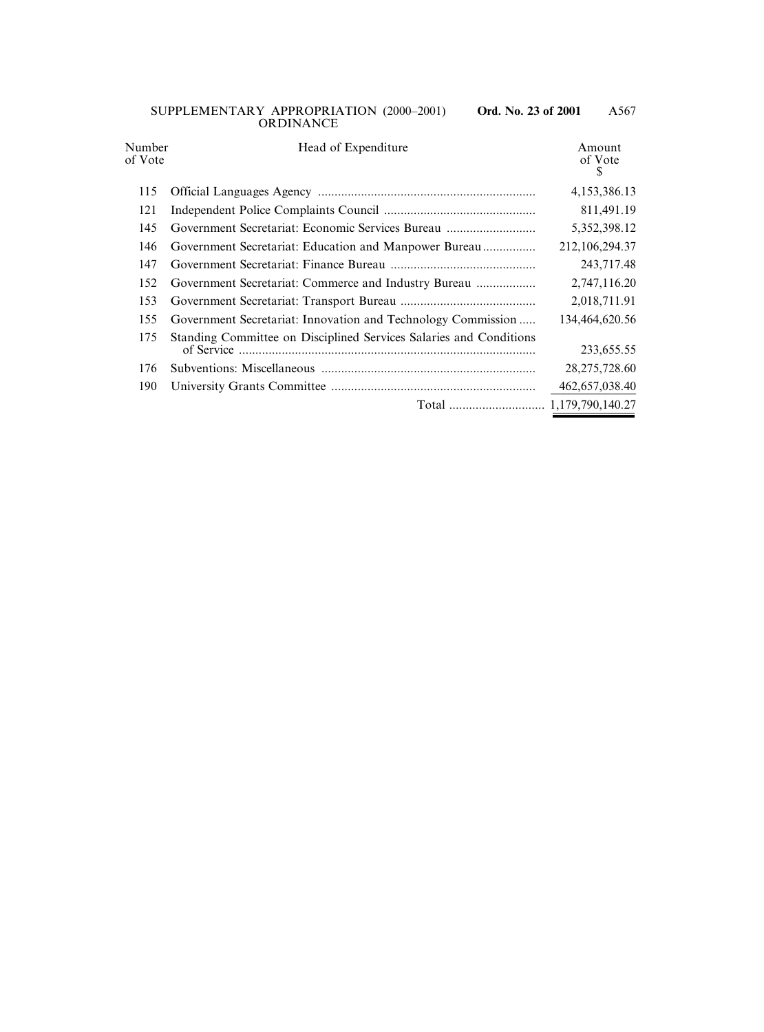| Number of Vote | Head of Expenditure | Amount of Vote $ |
|---|---|---|
| 115 | Official Languages Agency | 4,153,386.13 |
| 121 | Independent Police Complaints Council | 811,491.19 |
| 145 | Government Secretariat: Economic Services Bureau | 5,352,398.12 |
| 146 | Government Secretariat: Education and Manpower Bureau | 212,106,294.37 |
| 147 | Government Secretariat: Finance Bureau | 243,717.48 |
| 152 | Government Secretariat: Commerce and Industry Bureau | 2,747,116.20 |
| 153 | Government Secretariat: Transport Bureau | 2,018,711.91 |
| 155 | Government Secretariat: Innovation and Technology Commission | 134,464,620.56 |
| 175 | Standing Committee on Disciplined Services Salaries and Conditions of Service | 233,655.55 |
| 176 | Subventions: Miscellaneous | 28,275,728.60 |
| 190 | University Grants Committee | 462,657,038.40 |
| | Total | 1,179,790,140.27 |